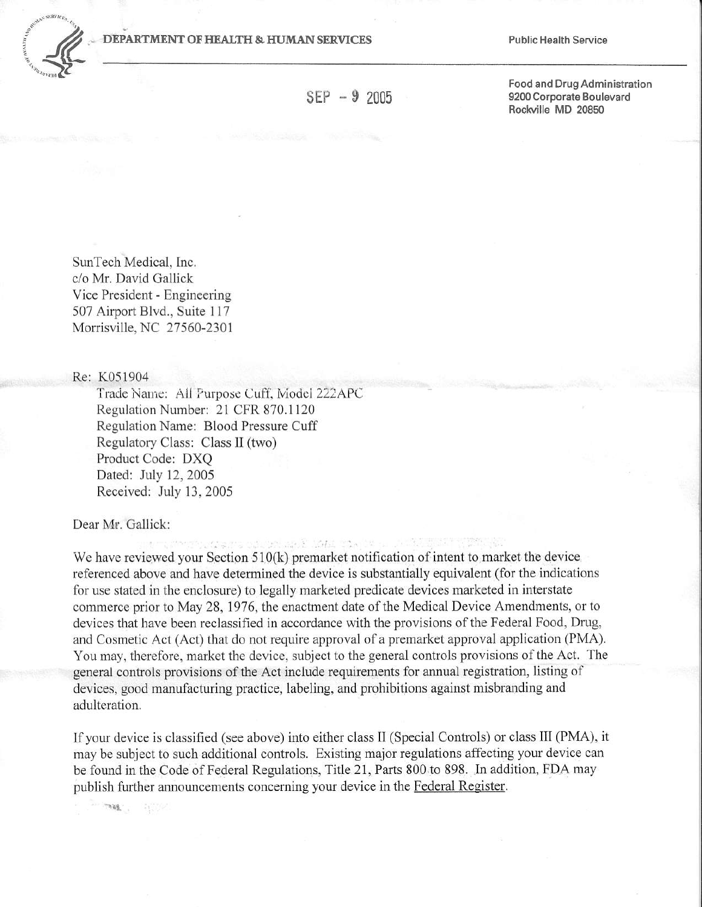DEPARTMENT OF HEALTH & HUMAN SERVICES

Public Health Service

SEP - 9 2005

Food and Drug Administration
9200 Corporate Boulevard
Rockville MD 20850

SunTech Medical, Inc.
c/o Mr. David Gallick
Vice President - Engineering
507 Airport Blvd., Suite 117
Morrisville, NC 27560-2301

Re: K051904
Trade Name: All Purpose Cuff, Model 222APC
Regulation Number: 21 CFR 870.1120
Regulation Name: Blood Pressure Cuff
Regulatory Class: Class II (two)
Product Code: DXQ
Dated: July 12, 2005
Received: July 13, 2005

Dear Mr. Gallick:

We have reviewed your Section 510(k) premarket notification of intent to market the device referenced above and have determined the device is substantially equivalent (for the indications for use stated in the enclosure) to legally marketed predicate devices marketed in interstate commerce prior to May 28, 1976, the enactment date of the Medical Device Amendments, or to devices that have been reclassified in accordance with the provisions of the Federal Food, Drug, and Cosmetic Act (Act) that do not require approval of a premarket approval application (PMA). You may, therefore, market the device, subject to the general controls provisions of the Act. The general controls provisions of the Act include requirements for annual registration, listing of devices, good manufacturing practice, labeling, and prohibitions against misbranding and adulteration.

If your device is classified (see above) into either class II (Special Controls) or class III (PMA), it may be subject to such additional controls. Existing major regulations affecting your device can be found in the Code of Federal Regulations, Title 21, Parts 800 to 898. In addition, FDA may publish further announcements concerning your device in the Federal Register.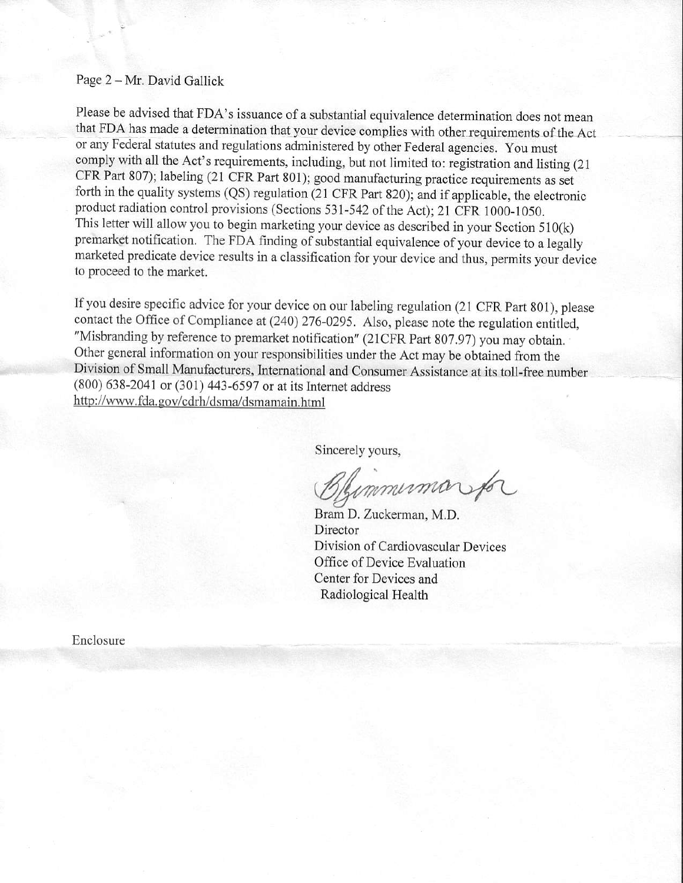Page 2 – Mr. David Gallick

Please be advised that FDA's issuance of a substantial equivalence determination does not mean that FDA has made a determination that your device complies with other requirements of the Act or any Federal statutes and regulations administered by other Federal agencies. You must comply with all the Act's requirements, including, but not limited to: registration and listing (21 CFR Part 807); labeling (21 CFR Part 801); good manufacturing practice requirements as set forth in the quality systems (QS) regulation (21 CFR Part 820); and if applicable, the electronic product radiation control provisions (Sections 531-542 of the Act); 21 CFR 1000-1050.
This letter will allow you to begin marketing your device as described in your Section 510(k) premarket notification. The FDA finding of substantial equivalence of your device to a legally marketed predicate device results in a classification for your device and thus, permits your device to proceed to the market.

If you desire specific advice for your device on our labeling regulation (21 CFR Part 801), please contact the Office of Compliance at (240) 276-0295. Also, please note the regulation entitled, "Misbranding by reference to premarket notification" (21CFR Part 807.97) you may obtain. Other general information on your responsibilities under the Act may be obtained from the Division of Small Manufacturers, International and Consumer Assistance at its toll-free number (800) 638-2041 or (301) 443-6597 or at its Internet address
http://www.fda.gov/cdrh/dsma/dsmamain.html

Sincerely yours,

B Zimmerman for

Bram D. Zuckerman, M.D.
Director
Division of Cardiovascular Devices
Office of Device Evaluation
Center for Devices and
Radiological Health

Enclosure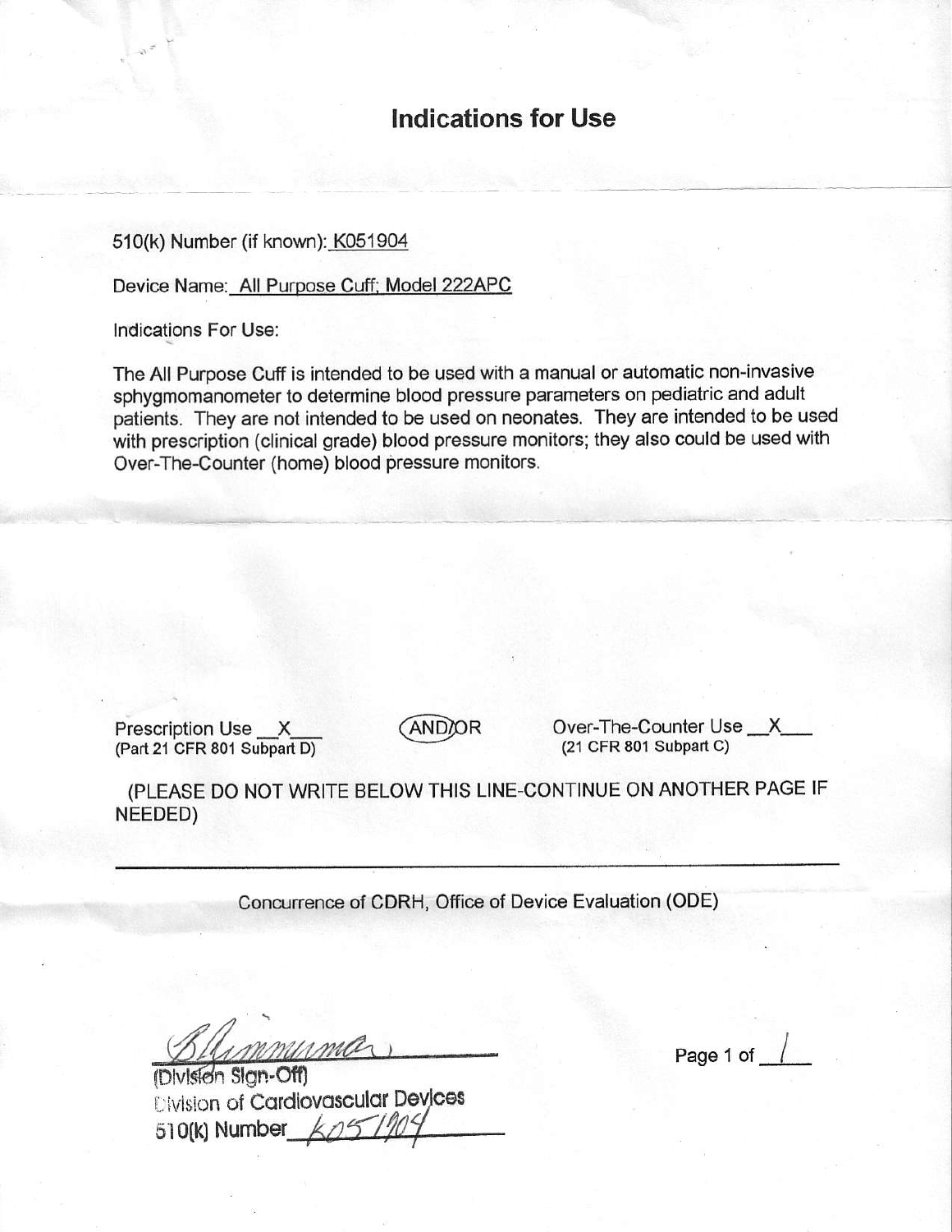# Indications for Use

510(k) Number (if known): K051904

Device Name: All Purpose Cuff; Model 222APC

Indications For Use:

The All Purpose Cuff is intended to be used with a manual or automatic non-invasive sphygmomanometer to determine blood pressure parameters on pediatric and adult patients. They are not intended to be used on neonates. They are intended to be used with prescription (clinical grade) blood pressure monitors; they also could be used with Over-The-Counter (home) blood pressure monitors.

Prescription Use X (Part 21 CFR 801 Subpart D) AND/OR Over-The-Counter Use X (21 CFR 801 Subpart C)

(PLEASE DO NOT WRITE BELOW THIS LINE-CONTINUE ON ANOTHER PAGE IF NEEDED)

---

Concurrence of CDRH, Office of Device Evaluation (ODE)

B Zimmerman

(Division Sign-Off)
Division of Cardiovascular Devices
510(k) Number K051904